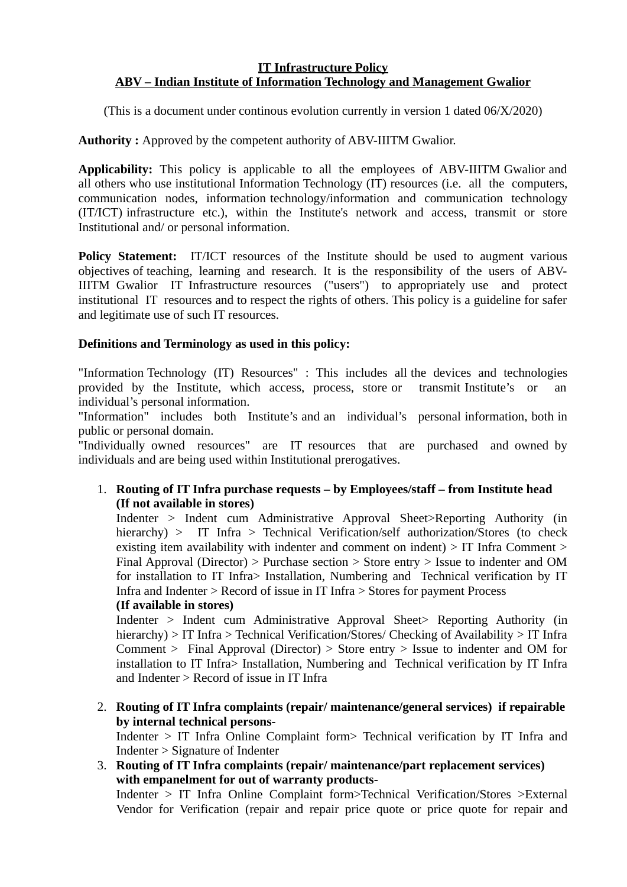**IT Infrastructure Policy**
**ABV – Indian Institute of Information Technology and Management Gwalior**

(This is a document under continous evolution currently in version 1 dated 06/X/2020)

**Authority :** Approved by the competent authority of ABV-IIITM Gwalior.

**Applicability:** This policy is applicable to all the employees of ABV-IIITM Gwalior and all others who use institutional Information Technology (IT) resources (i.e. all the computers, communication nodes, information technology/information and communication technology (IT/ICT) infrastructure etc.), within the Institute's network and access, transmit or store Institutional and/ or personal information.

**Policy Statement:** IT/ICT resources of the Institute should be used to augment various objectives of teaching, learning and research. It is the responsibility of the users of ABV-IIITM Gwalior IT Infrastructure resources ("users") to appropriately use and protect institutional IT resources and to respect the rights of others. This policy is a guideline for safer and legitimate use of such IT resources.

**Definitions and Terminology as used in this policy:**

"Information Technology (IT) Resources" : This includes all the devices and technologies provided by the Institute, which access, process, store or transmit Institute's or an individual's personal information.
"Information" includes both Institute's and an individual's personal information, both in public or personal domain.
"Individually owned resources" are IT resources that are purchased and owned by individuals and are being used within Institutional prerogatives.

1. **Routing of IT Infra purchase requests – by Employees/staff – from Institute head (If not available in stores)**
   Indenter > Indent cum Administrative Approval Sheet>Reporting Authority (in hierarchy) > IT Infra > Technical Verification/self authorization/Stores (to check existing item availability with indenter and comment on indent) > IT Infra Comment > Final Approval (Director) > Purchase section > Store entry > Issue to indenter and OM for installation to IT Infra> Installation, Numbering and Technical verification by IT Infra and Indenter > Record of issue in IT Infra > Stores for payment Process
   **(If available in stores)**
   Indenter > Indent cum Administrative Approval Sheet> Reporting Authority (in hierarchy) > IT Infra > Technical Verification/Stores/ Checking of Availability > IT Infra Comment > Final Approval (Director) > Store entry > Issue to indenter and OM for installation to IT Infra> Installation, Numbering and Technical verification by IT Infra and Indenter > Record of issue in IT Infra

2. **Routing of IT Infra complaints (repair/ maintenance/general services) if repairable by internal technical persons-**
   Indenter > IT Infra Online Complaint form> Technical verification by IT Infra and Indenter > Signature of Indenter

3. **Routing of IT Infra complaints (repair/ maintenance/part replacement services) with empanelment for out of warranty products-**
   Indenter > IT Infra Online Complaint form>Technical Verification/Stores >External Vendor for Verification (repair and repair price quote or price quote for repair and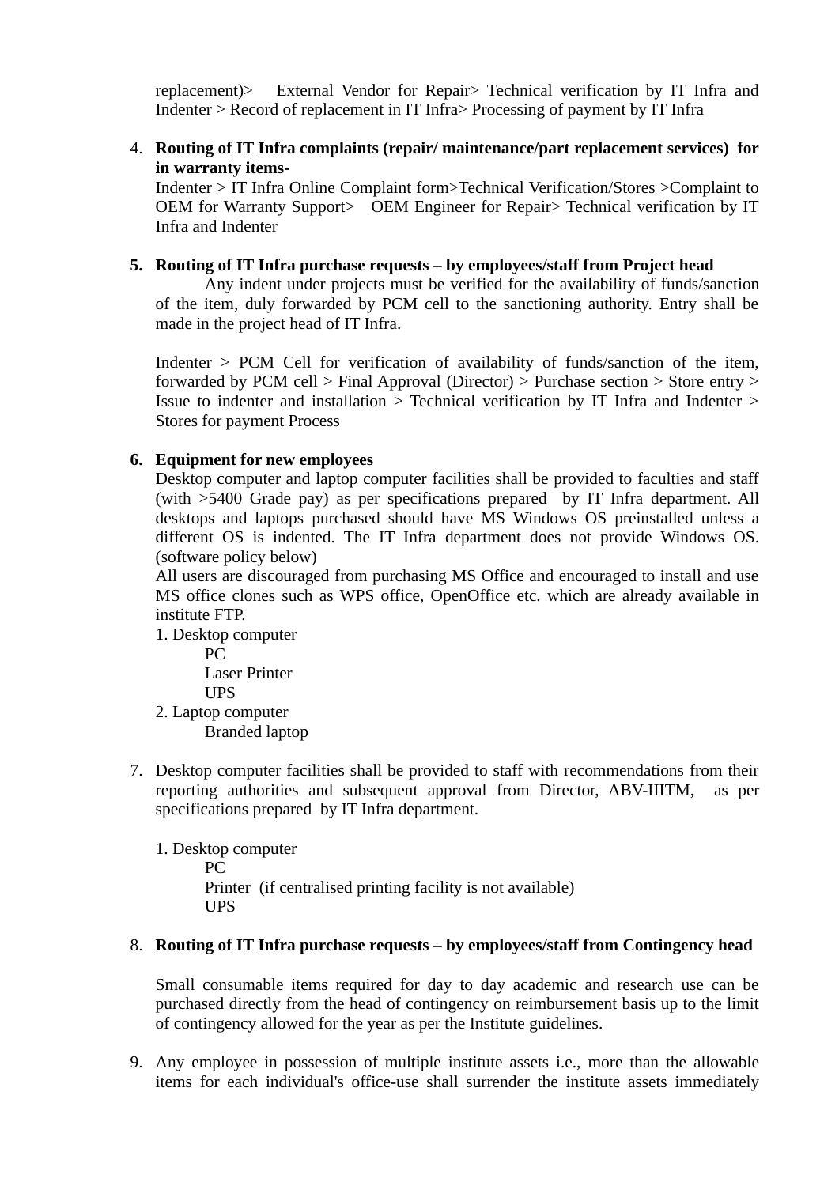replacement)>    External Vendor for Repair> Technical verification by IT Infra and Indenter > Record of replacement in IT Infra> Processing of payment by IT Infra

4. **Routing of IT Infra complaints (repair/ maintenance/part replacement services) for in warranty items-**
   Indenter > IT Infra Online Complaint form>Technical Verification/Stores >Complaint to OEM for Warranty Support>   OEM Engineer for Repair> Technical verification by IT Infra and Indenter

5. **Routing of IT Infra purchase requests – by employees/staff from Project head**
   Any indent under projects must be verified for the availability of funds/sanction of the item, duly forwarded by PCM cell to the sanctioning authority. Entry shall be made in the project head of IT Infra.

   Indenter > PCM Cell for verification of availability of funds/sanction of the item, forwarded by PCM cell > Final Approval (Director) > Purchase section > Store entry > Issue to indenter and installation > Technical verification by IT Infra and Indenter > Stores for payment Process

6. **Equipment for new employees**
   Desktop computer and laptop computer facilities shall be provided to faculties and staff (with >5400 Grade pay) as per specifications prepared by IT Infra department. All desktops and laptops purchased should have MS Windows OS preinstalled unless a different OS is indented. The IT Infra department does not provide Windows OS. (software policy below)
   All users are discouraged from purchasing MS Office and encouraged to install and use MS office clones such as WPS office, OpenOffice etc. which are already available in institute FTP.
   1. Desktop computer
      PC
      Laser Printer
      UPS
   2. Laptop computer
      Branded laptop

7. Desktop computer facilities shall be provided to staff with recommendations from their reporting authorities and subsequent approval from Director, ABV-IIITM, as per specifications prepared by IT Infra department.

   1. Desktop computer
      PC
      Printer (if centralised printing facility is not available)
      UPS

8. **Routing of IT Infra purchase requests – by employees/staff from Contingency head**

   Small consumable items required for day to day academic and research use can be purchased directly from the head of contingency on reimbursement basis up to the limit of contingency allowed for the year as per the Institute guidelines.

9. Any employee in possession of multiple institute assets i.e., more than the allowable items for each individual's office-use shall surrender the institute assets immediately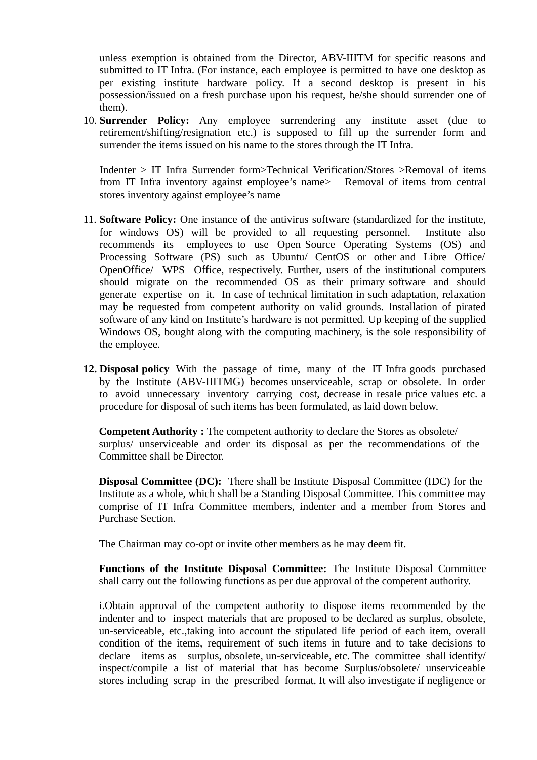unless exemption is obtained from the Director, ABV-IIITM for specific reasons and submitted to IT Infra. (For instance, each employee is permitted to have one desktop as per existing institute hardware policy. If a second desktop is present in his possession/issued on a fresh purchase upon his request, he/she should surrender one of them).

10. **Surrender Policy:** Any employee surrendering any institute asset (due to retirement/shifting/resignation etc.) is supposed to fill up the surrender form and surrender the items issued on his name to the stores through the IT Infra.

    Indenter > IT Infra Surrender form>Technical Verification/Stores >Removal of items from IT Infra inventory against employee's name> Removal of items from central stores inventory against employee's name

11. **Software Policy:** One instance of the antivirus software (standardized for the institute, for windows OS) will be provided to all requesting personnel. Institute also recommends its employees to use Open Source Operating Systems (OS) and Processing Software (PS) such as Ubuntu/ CentOS or other and Libre Office/ OpenOffice/ WPS Office, respectively. Further, users of the institutional computers should migrate on the recommended OS as their primary software and should generate expertise on it. In case of technical limitation in such adaptation, relaxation may be requested from competent authority on valid grounds. Installation of pirated software of any kind on Institute's hardware is not permitted. Up keeping of the supplied Windows OS, bought along with the computing machinery, is the sole responsibility of the employee.

12. **Disposal policy** With the passage of time, many of the IT Infra goods purchased by the Institute (ABV-IIITMG) becomes unserviceable, scrap or obsolete. In order to avoid unnecessary inventory carrying cost, decrease in resale price values etc. a procedure for disposal of such items has been formulated, as laid down below.

    **Competent Authority :** The competent authority to declare the Stores as obsolete/ surplus/ unserviceable and order its disposal as per the recommendations of the Committee shall be Director.

    **Disposal Committee (DC):** There shall be Institute Disposal Committee (IDC) for the Institute as a whole, which shall be a Standing Disposal Committee. This committee may comprise of IT Infra Committee members, indenter and a member from Stores and Purchase Section.

    The Chairman may co-opt or invite other members as he may deem fit.

    **Functions of the Institute Disposal Committee:** The Institute Disposal Committee shall carry out the following functions as per due approval of the competent authority.

    i.Obtain approval of the competent authority to dispose items recommended by the indenter and to inspect materials that are proposed to be declared as surplus, obsolete, un-serviceable, etc.,taking into account the stipulated life period of each item, overall condition of the items, requirement of such items in future and to take decisions to declare items as surplus, obsolete, un-serviceable, etc. The committee shall identify/ inspect/compile a list of material that has become Surplus/obsolete/ unserviceable stores including scrap in the prescribed format. It will also investigate if negligence or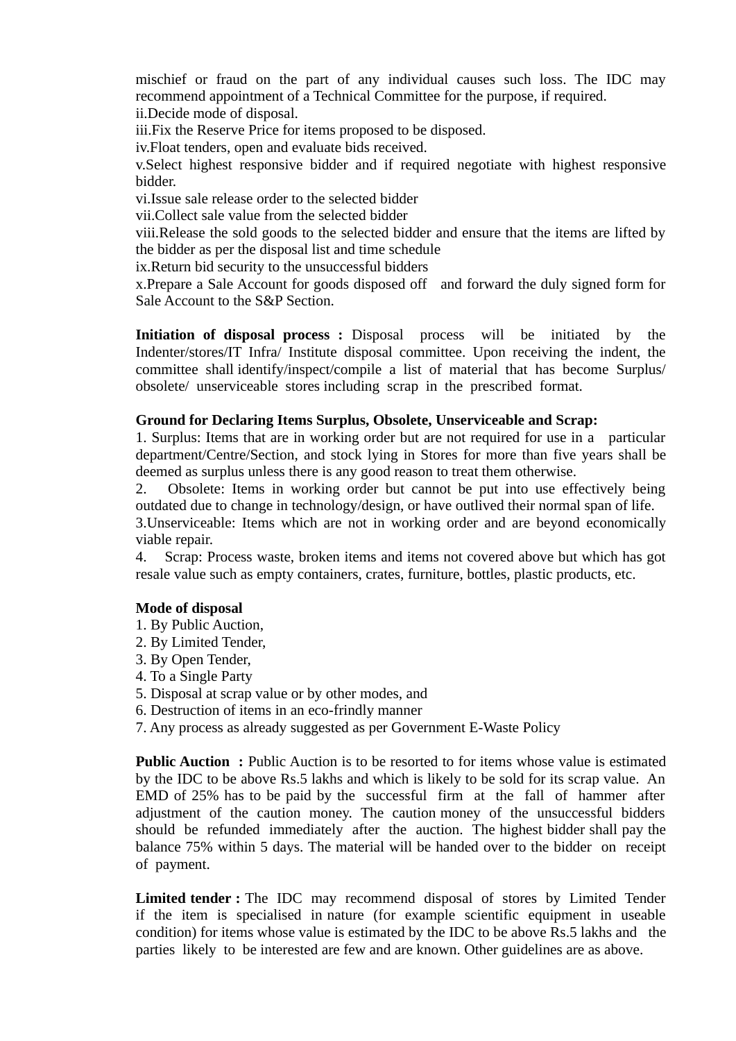mischief or fraud on the part of any individual causes such loss. The IDC may recommend appointment of a Technical Committee for the purpose, if required.
ii.Decide mode of disposal.
iii.Fix the Reserve Price for items proposed to be disposed.
iv.Float tenders, open and evaluate bids received.
v.Select highest responsive bidder and if required negotiate with highest responsive bidder.
vi.Issue sale release order to the selected bidder
vii.Collect sale value from the selected bidder
viii.Release the sold goods to the selected bidder and ensure that the items are lifted by the bidder as per the disposal list and time schedule
ix.Return bid security to the unsuccessful bidders
x.Prepare a Sale Account for goods disposed off and forward the duly signed form for Sale Account to the S&P Section.

**Initiation of disposal process :** Disposal process will be initiated by the Indenter/stores/IT Infra/ Institute disposal committee. Upon receiving the indent, the committee shall identify/inspect/compile a list of material that has become Surplus/ obsolete/ unserviceable stores including scrap in the prescribed format.

**Ground for Declaring Items Surplus, Obsolete, Unserviceable and Scrap:**
1. Surplus: Items that are in working order but are not required for use in a particular department/Centre/Section, and stock lying in Stores for more than five years shall be deemed as surplus unless there is any good reason to treat them otherwise.
2. Obsolete: Items in working order but cannot be put into use effectively being outdated due to change in technology/design, or have outlived their normal span of life.
3.Unserviceable: Items which are not in working order and are beyond economically viable repair.
4. Scrap: Process waste, broken items and items not covered above but which has got resale value such as empty containers, crates, furniture, bottles, plastic products, etc.

**Mode of disposal**
1. By Public Auction,
2. By Limited Tender,
3. By Open Tender,
4. To a Single Party
5. Disposal at scrap value or by other modes, and
6. Destruction of items in an eco-frindly manner
7. Any process as already suggested as per Government E-Waste Policy

**Public Auction :** Public Auction is to be resorted to for items whose value is estimated by the IDC to be above Rs.5 lakhs and which is likely to be sold for its scrap value. An EMD of 25% has to be paid by the successful firm at the fall of hammer after adjustment of the caution money. The caution money of the unsuccessful bidders should be refunded immediately after the auction. The highest bidder shall pay the balance 75% within 5 days. The material will be handed over to the bidder on receipt of payment.

**Limited tender :** The IDC may recommend disposal of stores by Limited Tender if the item is specialised in nature (for example scientific equipment in useable condition) for items whose value is estimated by the IDC to be above Rs.5 lakhs and the parties likely to be interested are few and are known. Other guidelines are as above.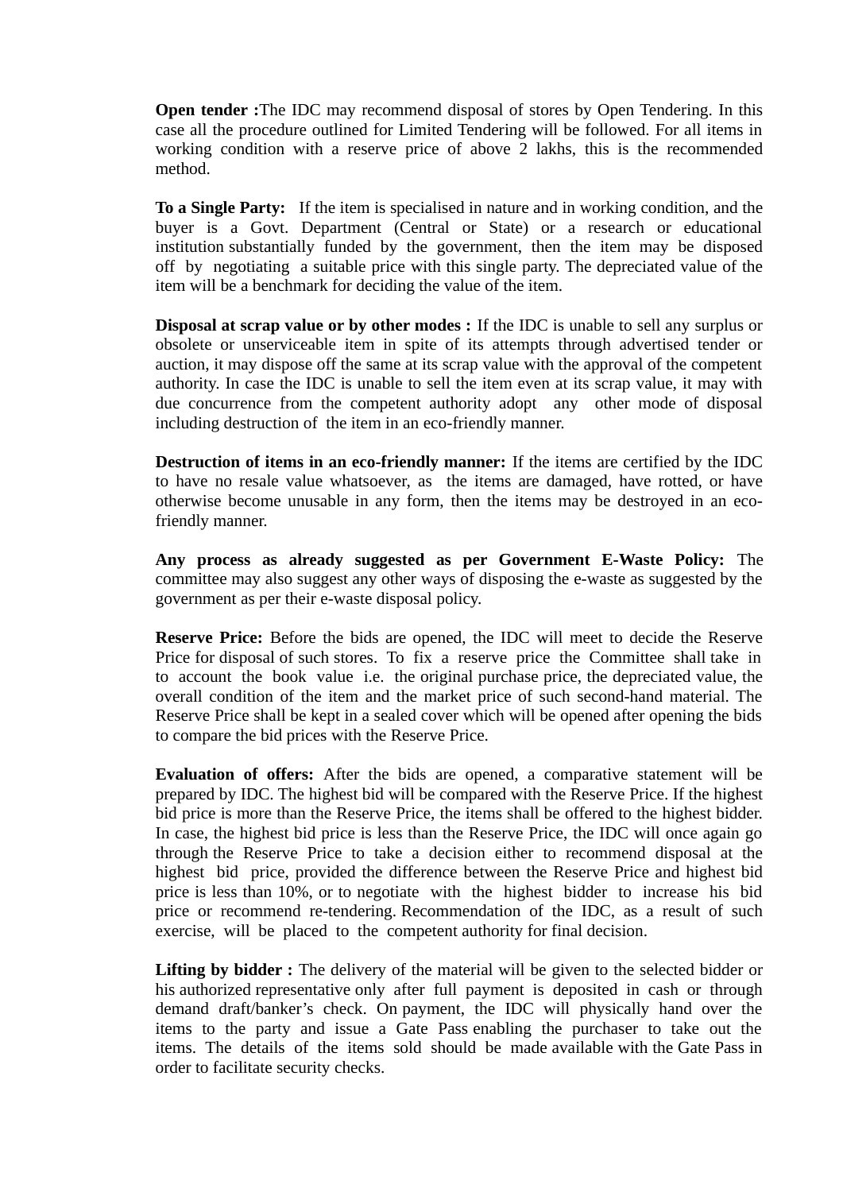**Open tender :**The IDC may recommend disposal of stores by Open Tendering. In this case all the procedure outlined for Limited Tendering will be followed. For all items in working condition with a reserve price of above 2 lakhs, this is the recommended method.

**To a Single Party:** If the item is specialised in nature and in working condition, and the buyer is a Govt. Department (Central or State) or a research or educational institution substantially funded by the government, then the item may be disposed off by negotiating a suitable price with this single party. The depreciated value of the item will be a benchmark for deciding the value of the item.

**Disposal at scrap value or by other modes :** If the IDC is unable to sell any surplus or obsolete or unserviceable item in spite of its attempts through advertised tender or auction, it may dispose off the same at its scrap value with the approval of the competent authority. In case the IDC is unable to sell the item even at its scrap value, it may with due concurrence from the competent authority adopt any other mode of disposal including destruction of the item in an eco-friendly manner.

**Destruction of items in an eco-friendly manner:** If the items are certified by the IDC to have no resale value whatsoever, as the items are damaged, have rotted, or have otherwise become unusable in any form, then the items may be destroyed in an eco-friendly manner.

**Any process as already suggested as per Government E-Waste Policy:** The committee may also suggest any other ways of disposing the e-waste as suggested by the government as per their e-waste disposal policy.

**Reserve Price:** Before the bids are opened, the IDC will meet to decide the Reserve Price for disposal of such stores. To fix a reserve price the Committee shall take in to account the book value i.e. the original purchase price, the depreciated value, the overall condition of the item and the market price of such second-hand material. The Reserve Price shall be kept in a sealed cover which will be opened after opening the bids to compare the bid prices with the Reserve Price.

**Evaluation of offers:** After the bids are opened, a comparative statement will be prepared by IDC. The highest bid will be compared with the Reserve Price. If the highest bid price is more than the Reserve Price, the items shall be offered to the highest bidder. In case, the highest bid price is less than the Reserve Price, the IDC will once again go through the Reserve Price to take a decision either to recommend disposal at the highest bid price, provided the difference between the Reserve Price and highest bid price is less than 10%, or to negotiate with the highest bidder to increase his bid price or recommend re-tendering. Recommendation of the IDC, as a result of such exercise, will be placed to the competent authority for final decision.

**Lifting by bidder :** The delivery of the material will be given to the selected bidder or his authorized representative only after full payment is deposited in cash or through demand draft/banker's check. On payment, the IDC will physically hand over the items to the party and issue a Gate Pass enabling the purchaser to take out the items. The details of the items sold should be made available with the Gate Pass in order to facilitate security checks.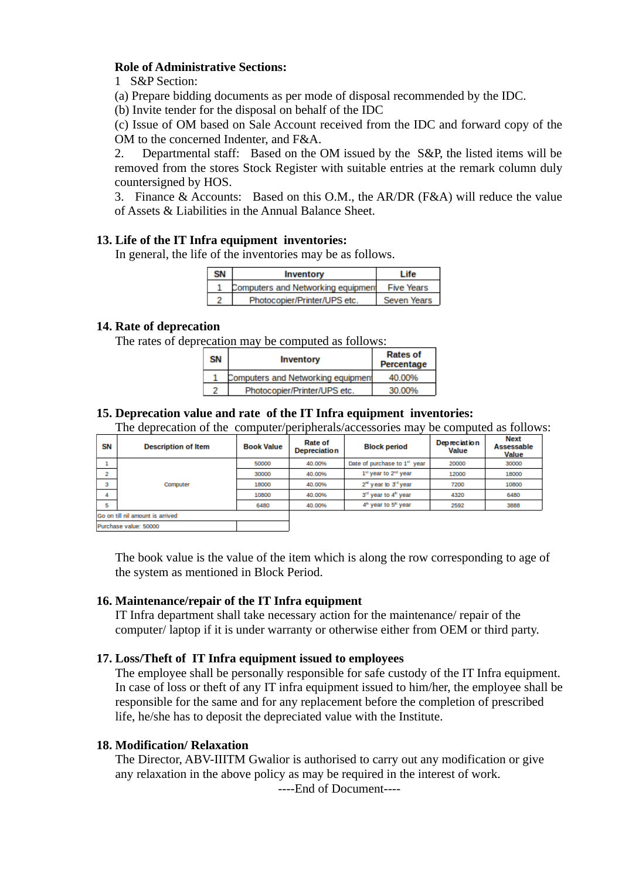**Role of Administrative Sections:**

1 S&P Section:

(a) Prepare bidding documents as per mode of disposal recommended by the IDC.

(b) Invite tender for the disposal on behalf of the IDC

(c) Issue of OM based on Sale Account received from the IDC and forward copy of the OM to the concerned Indenter, and F&A.

2. Departmental staff: Based on the OM issued by the S&P, the listed items will be removed from the stores Stock Register with suitable entries at the remark column duly countersigned by HOS.

3. Finance & Accounts: Based on this O.M., the AR/DR (F&A) will reduce the value of Assets & Liabilities in the Annual Balance Sheet.

**13. Life of the IT Infra equipment inventories:**

In general, the life of the inventories may be as follows.

| SN | Inventory | Life |
|---|---|---|
| 1 | Computers and Networking equipmen | Five Years |
| 2 | Photocopier/Printer/UPS etc. | Seven Years |

**14. Rate of deprecation**

The rates of deprecation may be computed as follows:

| SN | Inventory | Rates of Percentage |
|---|---|---|
| 1 | Computers and Networking equipmen | 40.00% |
| 2 | Photocopier/Printer/UPS etc. | 30.00% |

**15. Deprecation value and rate of the IT Infra equipment inventories:**

The deprecation of the computer/peripherals/accessories may be computed as follows:

| SN | Description of Item | Book Value | Rate of Depreciation | Block period | Depreciation Value | Next Assessable Value |
|---|---|---|---|---|---|---|
| 1 | Computer | 50000 | 40.00% | Date of purchase to 1st year | 20000 | 30000 |
| 2 | | 30000 | 40.00% | 1st year to 2nd year | 12000 | 18000 |
| 3 | | 18000 | 40.00% | 2nd year to 3rd year | 7200 | 10800 |
| 4 | | 10800 | 40.00% | 3rd year to 4th year | 4320 | 6480 |
| 5 | | 6480 | 40.00% | 4th year to 5th year | 2592 | 3888 |
| Go on till nil amount is arrived | | | | | | |
| Purchase value: 50000 | | | | | | |

The book value is the value of the item which is along the row corresponding to age of the system as mentioned in Block Period.

**16. Maintenance/repair of the IT Infra equipment**

IT Infra department shall take necessary action for the maintenance/ repair of the computer/ laptop if it is under warranty or otherwise either from OEM or third party.

**17. Loss/Theft of IT Infra equipment issued to employees**

The employee shall be personally responsible for safe custody of the IT Infra equipment. In case of loss or theft of any IT infra equipment issued to him/her, the employee shall be responsible for the same and for any replacement before the completion of prescribed life, he/she has to deposit the depreciated value with the Institute.

**18. Modification/ Relaxation**

The Director, ABV-IIITM Gwalior is authorised to carry out any modification or give any relaxation in the above policy as may be required in the interest of work.

----End of Document----